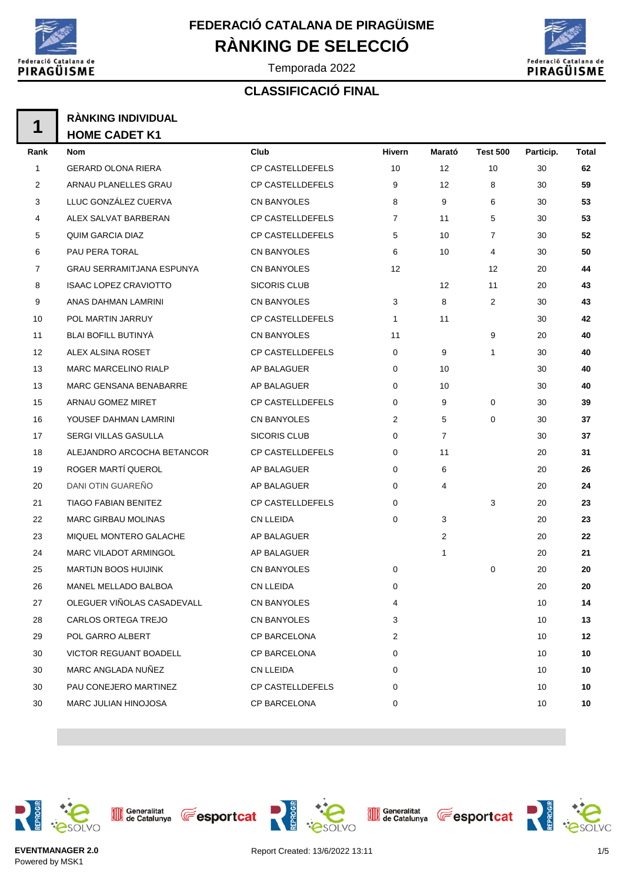# FEDERACIÓ CATALANA DE PIRAGÜISME

## RÀNKING DE SELECCIÓ

Temporada 2022

### CLASSIFICACIÓ FINAL

**1** — **RÀNKING INDIVIDUAL**
**HOME CADET K1**

| Rank | Nom | Club | Hivern | Marató | Test 500 | Particip. | Total |
|---|---|---|---|---|---|---|---|
| 1 | GERARD OLONA RIERA | CP CASTELLDEFELS | 10 | 12 | 10 | 30 | **62** |
| 2 | ARNAU PLANELLES GRAU | CP CASTELLDEFELS | 9 | 12 | 8 | 30 | **59** |
| 3 | LLUC GONZÁLEZ CUERVA | CN BANYOLES | 8 | 9 | 6 | 30 | **53** |
| 4 | ALEX SALVAT BARBERAN | CP CASTELLDEFELS | 7 | 11 | 5 | 30 | **53** |
| 5 | QUIM GARCIA DIAZ | CP CASTELLDEFELS | 5 | 10 | 7 | 30 | **52** |
| 6 | PAU PERA TORAL | CN BANYOLES | 6 | 10 | 4 | 30 | **50** |
| 7 | GRAU SERRAMITJANA ESPUNYA | CN BANYOLES | 12 | | 12 | 20 | **44** |
| 8 | ISAAC LOPEZ CRAVIOTTO | SICORIS CLUB | | 12 | 11 | 20 | **43** |
| 9 | ANAS DAHMAN LAMRINI | CN BANYOLES | 3 | 8 | 2 | 30 | **43** |
| 10 | POL MARTIN JARRUY | CP CASTELLDEFELS | 1 | 11 | | 30 | **42** |
| 11 | BLAI BOFILL BUTINYÀ | CN BANYOLES | 11 | | 9 | 20 | **40** |
| 12 | ALEX ALSINA ROSET | CP CASTELLDEFELS | 0 | 9 | 1 | 30 | **40** |
| 13 | MARC MARCELINO RIALP | AP BALAGUER | 0 | 10 | | 30 | **40** |
| 13 | MARC GENSANA BENABARRE | AP BALAGUER | 0 | 10 | | 30 | **40** |
| 15 | ARNAU GOMEZ MIRET | CP CASTELLDEFELS | 0 | 9 | 0 | 30 | **39** |
| 16 | YOUSEF DAHMAN LAMRINI | CN BANYOLES | 2 | 5 | 0 | 30 | **37** |
| 17 | SERGI VILLAS GASULLA | SICORIS CLUB | 0 | 7 | | 30 | **37** |
| 18 | ALEJANDRO ARCOCHA BETANCOR | CP CASTELLDEFELS | 0 | 11 | | 20 | **31** |
| 19 | ROGER MARTÍ QUEROL | AP BALAGUER | 0 | 6 | | 20 | **26** |
| 20 | DANI OTIN GUAREÑO | AP BALAGUER | 0 | 4 | | 20 | **24** |
| 21 | TIAGO FABIAN BENITEZ | CP CASTELLDEFELS | 0 | | 3 | 20 | **23** |
| 22 | MARC GIRBAU MOLINAS | CN LLEIDA | 0 | 3 | | 20 | **23** |
| 23 | MIQUEL MONTERO GALACHE | AP BALAGUER | | 2 | | 20 | **22** |
| 24 | MARC VILADOT ARMINGOL | AP BALAGUER | | 1 | | 20 | **21** |
| 25 | MARTIJN BOOS HUIJINK | CN BANYOLES | 0 | | 0 | 20 | **20** |
| 26 | MANEL MELLADO BALBOA | CN LLEIDA | 0 | | | 20 | **20** |
| 27 | OLEGUER VIÑOLAS CASADEVALL | CN BANYOLES | 4 | | | 10 | **14** |
| 28 | CARLOS ORTEGA TREJO | CN BANYOLES | 3 | | | 10 | **13** |
| 29 | POL GARRO ALBERT | CP BARCELONA | 2 | | | 10 | **12** |
| 30 | VICTOR REGUANT BOADELL | CP BARCELONA | 0 | | | 10 | **10** |
| 30 | MARC ANGLADA NUÑEZ | CN LLEIDA | 0 | | | 10 | **10** |
| 30 | PAU CONEJERO MARTINEZ | CP CASTELLDEFELS | 0 | | | 10 | **10** |
| 30 | MARC JULIAN HINOJOSA | CP BARCELONA | 0 | | | 10 | **10** |

**EVENTMANAGER 2.0**
Powered by MSK1

Report Created: 13/6/2022 13:11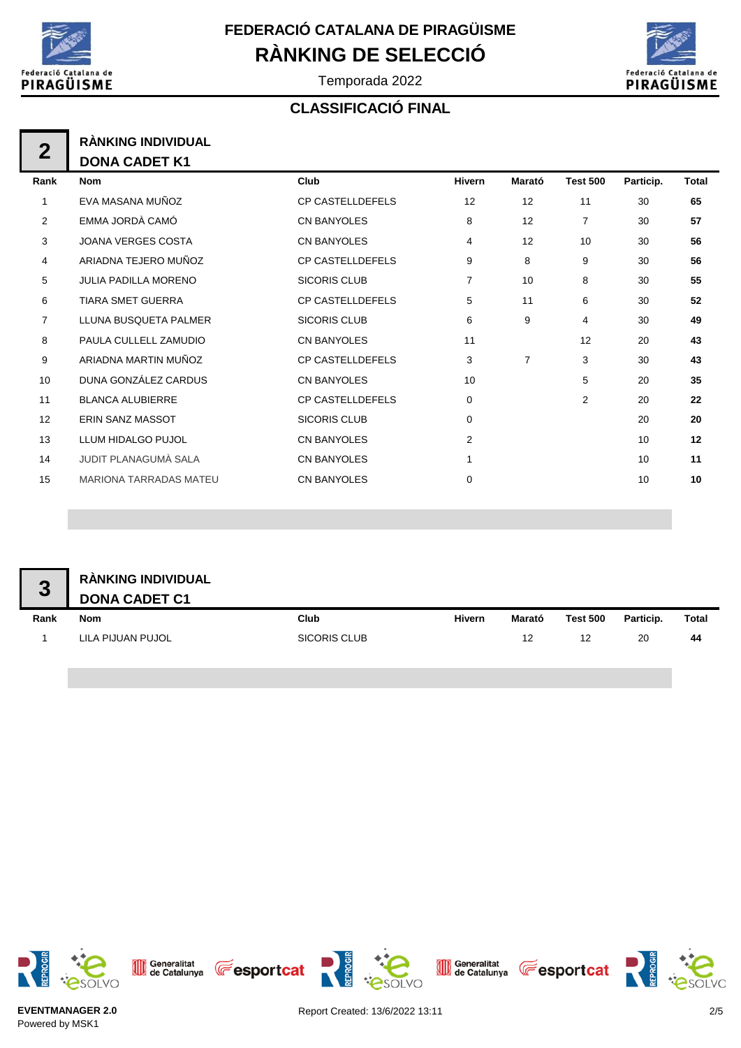# FEDERACIÓ CATALANA DE PIRAGÜISME

# RÀNKING DE SELECCIÓ

Temporada 2022

## CLASSIFICACIÓ FINAL

### 2 RÀNKING INDIVIDUAL DONA CADET K1

| Rank | Nom | Club | Hivern | Marató | Test 500 | Particip. | Total |
|---|---|---|---|---|---|---|---|
| 1 | EVA MASANA MUÑOZ | CP CASTELLDEFELS | 12 | 12 | 11 | 30 | **65** |
| 2 | EMMA JORDÀ CAMÓ | CN BANYOLES | 8 | 12 | 7 | 30 | **57** |
| 3 | JOANA VERGES COSTA | CN BANYOLES | 4 | 12 | 10 | 30 | **56** |
| 4 | ARIADNA TEJERO MUÑOZ | CP CASTELLDEFELS | 9 | 8 | 9 | 30 | **56** |
| 5 | JULIA PADILLA MORENO | SICORIS CLUB | 7 | 10 | 8 | 30 | **55** |
| 6 | TIARA SMET GUERRA | CP CASTELLDEFELS | 5 | 11 | 6 | 30 | **52** |
| 7 | LLUNA BUSQUETA PALMER | SICORIS CLUB | 6 | 9 | 4 | 30 | **49** |
| 8 | PAULA CULLELL ZAMUDIO | CN BANYOLES | 11 | | 12 | 20 | **43** |
| 9 | ARIADNA MARTIN MUÑOZ | CP CASTELLDEFELS | 3 | 7 | 3 | 30 | **43** |
| 10 | DUNA GONZÁLEZ CARDUS | CN BANYOLES | 10 | | 5 | 20 | **35** |
| 11 | BLANCA ALUBIERRE | CP CASTELLDEFELS | 0 | | 2 | 20 | **22** |
| 12 | ERIN SANZ MASSOT | SICORIS CLUB | 0 | | | 20 | **20** |
| 13 | LLUM HIDALGO PUJOL | CN BANYOLES | 2 | | | 10 | **12** |
| 14 | JUDIT PLANAGUMÀ SALA | CN BANYOLES | 1 | | | 10 | **11** |
| 15 | MARIONA TARRADAS MATEU | CN BANYOLES | 0 | | | 10 | **10** |

### 3 RÀNKING INDIVIDUAL DONA CADET C1

| Rank | Nom | Club | Hivern | Marató | Test 500 | Particip. | Total |
|---|---|---|---|---|---|---|---|
| 1 | LILA PIJUAN PUJOL | SICORIS CLUB | | 12 | 12 | 20 | **44** |

EVENTMANAGER 2.0
Powered by MSK1

Report Created: 13/6/2022 13:11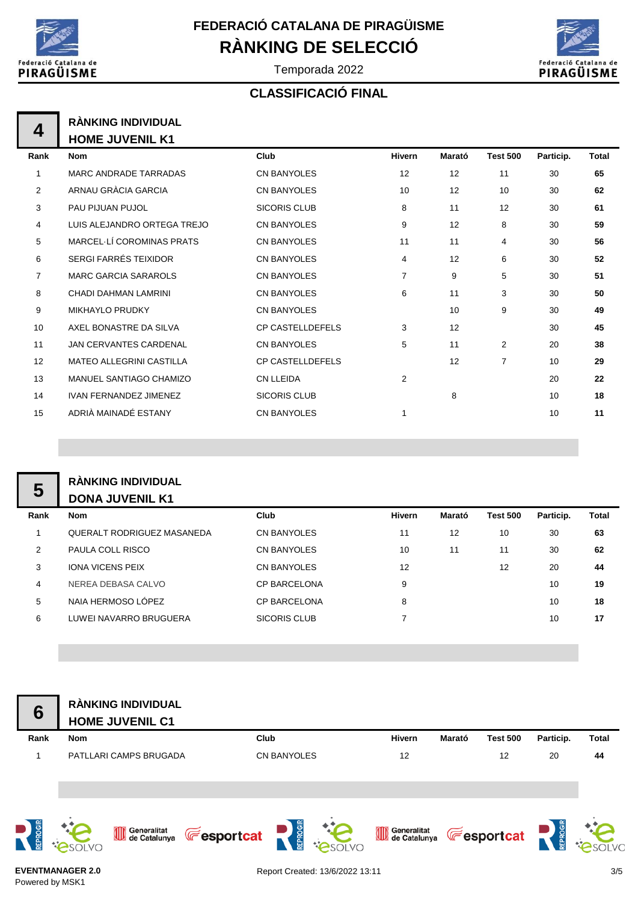# FEDERACIÓ CATALANA DE PIRAGÜISME

# RÀNKING DE SELECCIÓ

Temporada 2022

## CLASSIFICACIÓ FINAL

### 4 RÀNKING INDIVIDUAL HOME JUVENIL K1

| Rank | Nom | Club | Hivern | Marató | Test 500 | Particip. | Total |
|---|---|---|---|---|---|---|---|
| 1 | MARC ANDRADE TARRADAS | CN BANYOLES | 12 | 12 | 11 | 30 | **65** |
| 2 | ARNAU GRÀCIA GARCIA | CN BANYOLES | 10 | 12 | 10 | 30 | **62** |
| 3 | PAU PIJUAN PUJOL | SICORIS CLUB | 8 | 11 | 12 | 30 | **61** |
| 4 | LUIS ALEJANDRO ORTEGA TREJO | CN BANYOLES | 9 | 12 | 8 | 30 | **59** |
| 5 | MARCEL·LÍ COROMINAS PRATS | CN BANYOLES | 11 | 11 | 4 | 30 | **56** |
| 6 | SERGI FARRÉS TEIXIDOR | CN BANYOLES | 4 | 12 | 6 | 30 | **52** |
| 7 | MARC GARCIA SARAROLS | CN BANYOLES | 7 | 9 | 5 | 30 | **51** |
| 8 | CHADI DAHMAN LAMRINI | CN BANYOLES | 6 | 11 | 3 | 30 | **50** |
| 9 | MIKHAYLO PRUDKY | CN BANYOLES | | 10 | 9 | 30 | **49** |
| 10 | AXEL BONASTRE DA SILVA | CP CASTELLDEFELS | 3 | 12 | | 30 | **45** |
| 11 | JAN CERVANTES CARDENAL | CN BANYOLES | 5 | 11 | 2 | 20 | **38** |
| 12 | MATEO ALLEGRINI CASTILLA | CP CASTELLDEFELS | | 12 | 7 | 10 | **29** |
| 13 | MANUEL SANTIAGO CHAMIZO | CN LLEIDA | 2 | | | 20 | **22** |
| 14 | IVAN FERNANDEZ JIMENEZ | SICORIS CLUB | | 8 | | 10 | **18** |
| 15 | ADRIÀ MAINADÉ ESTANY | CN BANYOLES | 1 | | | 10 | **11** |

### 5 RÀNKING INDIVIDUAL DONA JUVENIL K1

| Rank | Nom | Club | Hivern | Marató | Test 500 | Particip. | Total |
|---|---|---|---|---|---|---|---|
| 1 | QUERALT RODRIGUEZ MASANEDA | CN BANYOLES | 11 | 12 | 10 | 30 | **63** |
| 2 | PAULA COLL RISCO | CN BANYOLES | 10 | 11 | 11 | 30 | **62** |
| 3 | IONA VICENS PEIX | CN BANYOLES | 12 | | 12 | 20 | **44** |
| 4 | NEREA DEBASA CALVO | CP BARCELONA | 9 | | | 10 | **19** |
| 5 | NAIA HERMOSO LÓPEZ | CP BARCELONA | 8 | | | 10 | **18** |
| 6 | LUWEI NAVARRO BRUGUERA | SICORIS CLUB | 7 | | | 10 | **17** |

### 6 RÀNKING INDIVIDUAL HOME JUVENIL C1

| Rank | Nom | Club | Hivern | Marató | Test 500 | Particip. | Total |
|---|---|---|---|---|---|---|---|
| 1 | PATLLARI CAMPS BRUGADA | CN BANYOLES | 12 | | 12 | 20 | **44** |

EVENTMANAGER 2.0
Powered by MSK1

Report Created: 13/6/2022 13:11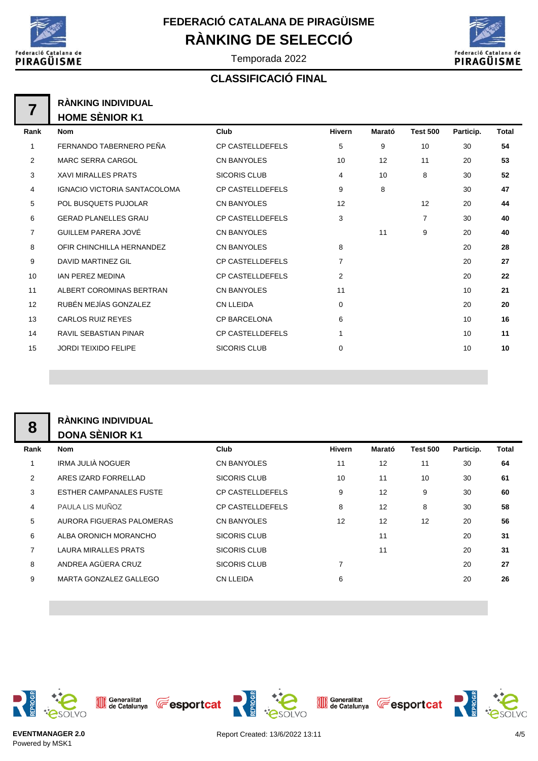# FEDERACIÓ CATALANA DE PIRAGÜISME

# RÀNKING DE SELECCIÓ

Temporada 2022

## CLASSIFICACIÓ FINAL

### 7 RÀNKING INDIVIDUAL HOME SÈNIOR K1

| Rank | Nom | Club | Hivern | Marató | Test 500 | Particip. | Total |
|---|---|---|---|---|---|---|---|
| 1 | FERNANDO TABERNERO PEÑA | CP CASTELLDEFELS | 5 | 9 | 10 | 30 | **54** |
| 2 | MARC SERRA CARGOL | CN BANYOLES | 10 | 12 | 11 | 20 | **53** |
| 3 | XAVI MIRALLES PRATS | SICORIS CLUB | 4 | 10 | 8 | 30 | **52** |
| 4 | IGNACIO VICTORIA SANTACOLOMA | CP CASTELLDEFELS | 9 | 8 | | 30 | **47** |
| 5 | POL BUSQUETS PUJOLAR | CN BANYOLES | 12 | | 12 | 20 | **44** |
| 6 | GERAD PLANELLES GRAU | CP CASTELLDEFELS | 3 | | 7 | 30 | **40** |
| 7 | GUILLEM PARERA JOVÉ | CN BANYOLES | | 11 | 9 | 20 | **40** |
| 8 | OFIR CHINCHILLA HERNANDEZ | CN BANYOLES | 8 | | | 20 | **28** |
| 9 | DAVID MARTINEZ GIL | CP CASTELLDEFELS | 7 | | | 20 | **27** |
| 10 | IAN PEREZ MEDINA | CP CASTELLDEFELS | 2 | | | 20 | **22** |
| 11 | ALBERT COROMINAS BERTRAN | CN BANYOLES | 11 | | | 10 | **21** |
| 12 | RUBÉN MEJÍAS GONZALEZ | CN LLEIDA | 0 | | | 20 | **20** |
| 13 | CARLOS RUIZ REYES | CP BARCELONA | 6 | | | 10 | **16** |
| 14 | RAVIL SEBASTIAN PINAR | CP CASTELLDEFELS | 1 | | | 10 | **11** |
| 15 | JORDI TEIXIDO FELIPE | SICORIS CLUB | 0 | | | 10 | **10** |

### 8 RÀNKING INDIVIDUAL DONA SÈNIOR K1

| Rank | Nom | Club | Hivern | Marató | Test 500 | Particip. | Total |
|---|---|---|---|---|---|---|---|
| 1 | IRMA JULIÀ NOGUER | CN BANYOLES | 11 | 12 | 11 | 30 | **64** |
| 2 | ARES IZARD FORRELLAD | SICORIS CLUB | 10 | 11 | 10 | 30 | **61** |
| 3 | ESTHER CAMPANALES FUSTE | CP CASTELLDEFELS | 9 | 12 | 9 | 30 | **60** |
| 4 | PAULA LIS MUÑOZ | CP CASTELLDEFELS | 8 | 12 | 8 | 30 | **58** |
| 5 | AURORA FIGUERAS PALOMERAS | CN BANYOLES | 12 | 12 | 12 | 20 | **56** |
| 6 | ALBA ORONICH MORANCHO | SICORIS CLUB | | 11 | | 20 | **31** |
| 7 | LAURA MIRALLES PRATS | SICORIS CLUB | | 11 | | 20 | **31** |
| 8 | ANDREA AGÜERA CRUZ | SICORIS CLUB | 7 | | | 20 | **27** |
| 9 | MARTA GONZALEZ GALLEGO | CN LLEIDA | 6 | | | 20 | **26** |

**EVENTMANAGER 2.0**
Powered by MSK1

Report Created: 13/6/2022 13:11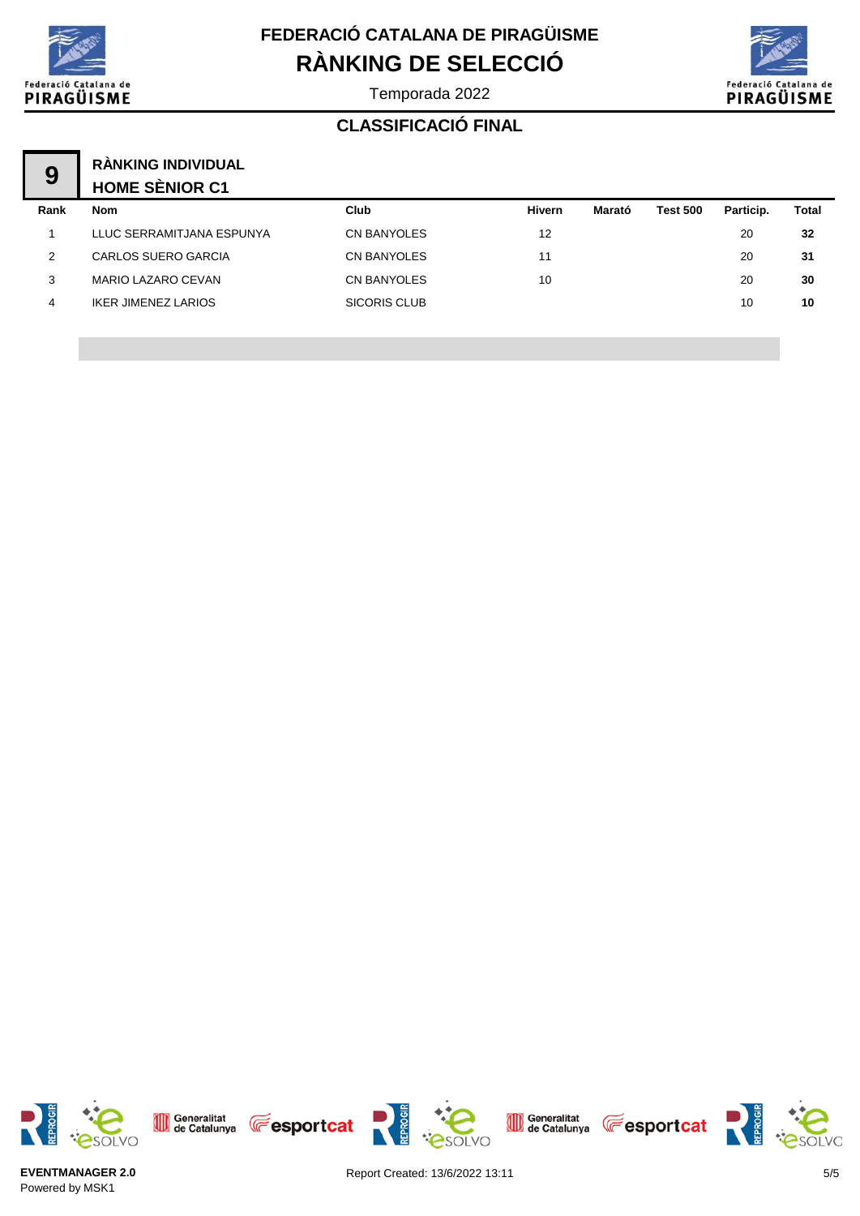# FEDERACIÓ CATALANA DE PIRAGÜISME

## RÀNKING DE SELECCIÓ

Temporada 2022

### CLASSIFICACIÓ FINAL

**9** — **RÀNKING INDIVIDUAL**
**HOME SÈNIOR C1**

| Rank | Nom | Club | Hivern | Marató | Test 500 | Particip. | Total |
|---|---|---|---|---|---|---|---|
| 1 | LLUC SERRAMITJANA ESPUNYA | CN BANYOLES | 12 | | | 20 | **32** |
| 2 | CARLOS SUERO GARCIA | CN BANYOLES | 11 | | | 20 | **31** |
| 3 | MARIO LAZARO CEVAN | CN BANYOLES | 10 | | | 20 | **30** |
| 4 | IKER JIMENEZ LARIOS | SICORIS CLUB | | | | 10 | **10** |

**EVENTMANAGER 2.0**
Powered by MSK1

Report Created: 13/6/2022 13:11